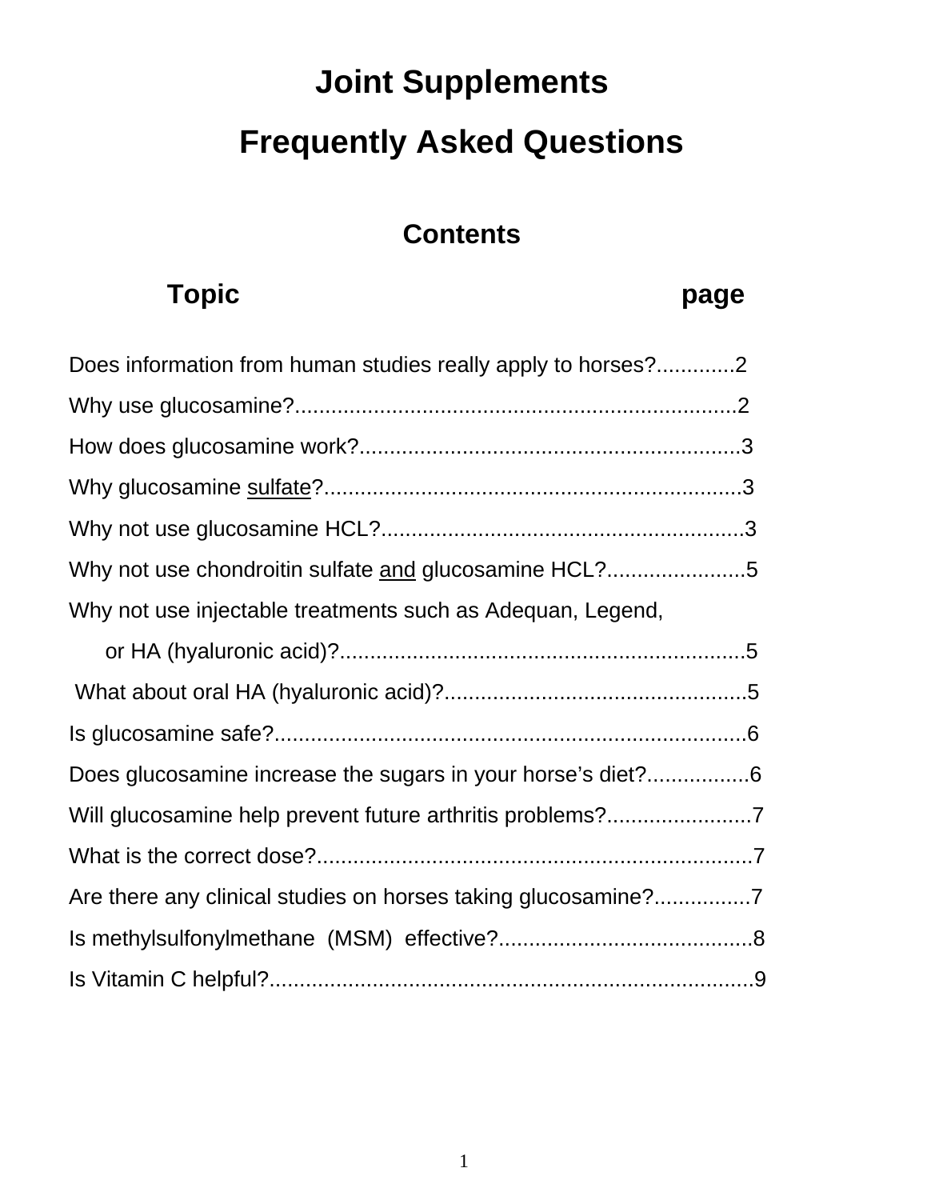# Joint Supplements

# Frequently Asked Questions

## Contents

| Topic | page |
|---|---|
| Does information from human studies really apply to horses? | 2 |
| Why use glucosamine? | 2 |
| How does glucosamine work? | 3 |
| Why glucosamine <u>sulfate</u>? | 3 |
| Why not use glucosamine HCL? | 3 |
| Why not use chondroitin sulfate <u>and</u> glucosamine HCL? | 5 |
| Why not use injectable treatments such as Adequan, Legend, or HA (hyaluronic acid)? | 5 |
| What about oral HA (hyaluronic acid)? | 5 |
| Is glucosamine safe? | 6 |
| Does glucosamine increase the sugars in your horse's diet? | 6 |
| Will glucosamine help prevent future arthritis problems? | 7 |
| What is the correct dose? | 7 |
| Are there any clinical studies on horses taking glucosamine? | 7 |
| Is methylsulfonylmethane (MSM) effective? | 8 |
| Is Vitamin C helpful? | 9 |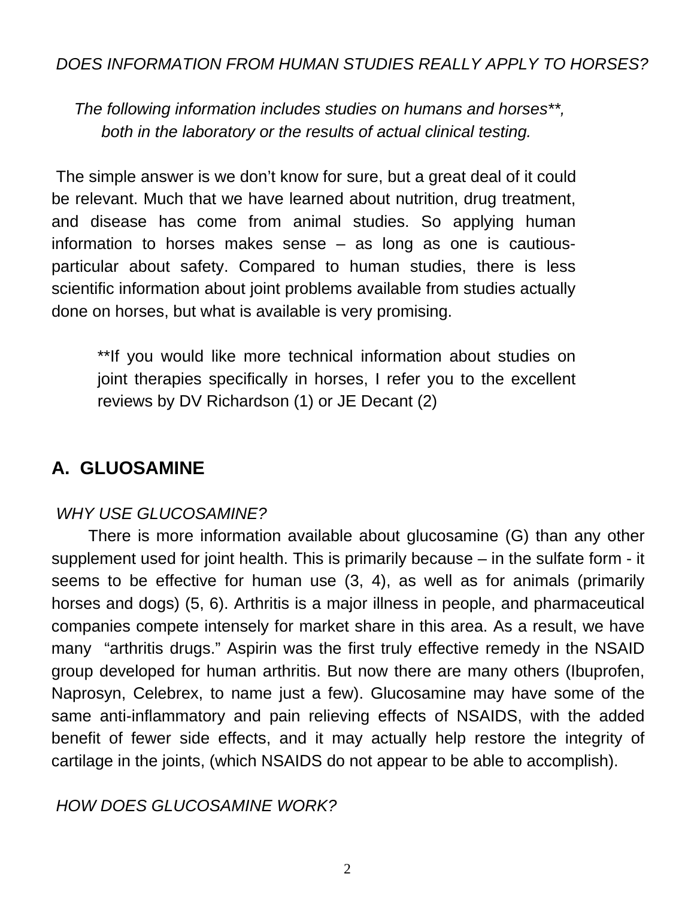*DOES INFORMATION FROM HUMAN STUDIES REALLY APPLY TO HORSES?*

*The following information includes studies on humans and horses**, both in the laboratory or the results of actual clinical testing.*

The simple answer is we don't know for sure, but a great deal of it could be relevant. Much that we have learned about nutrition, drug treatment, and disease has come from animal studies. So applying human information to horses makes sense – as long as one is cautious- particular about safety. Compared to human studies, there is less scientific information about joint problems available from studies actually done on horses, but what is available is very promising.

> **If you would like more technical information about studies on joint therapies specifically in horses, I refer you to the excellent reviews by DV Richardson (1) or JE Decant (2)

## A. GLUOSAMINE

*WHY USE GLUCOSAMINE?*

There is more information available about glucosamine (G) than any other supplement used for joint health. This is primarily because – in the sulfate form - it seems to be effective for human use (3, 4), as well as for animals (primarily horses and dogs) (5, 6). Arthritis is a major illness in people, and pharmaceutical companies compete intensely for market share in this area. As a result, we have many "arthritis drugs." Aspirin was the first truly effective remedy in the NSAID group developed for human arthritis. But now there are many others (Ibuprofen, Naprosyn, Celebrex, to name just a few). Glucosamine may have some of the same anti-inflammatory and pain relieving effects of NSAIDS, with the added benefit of fewer side effects, and it may actually help restore the integrity of cartilage in the joints, (which NSAIDS do not appear to be able to accomplish).

*HOW DOES GLUCOSAMINE WORK?*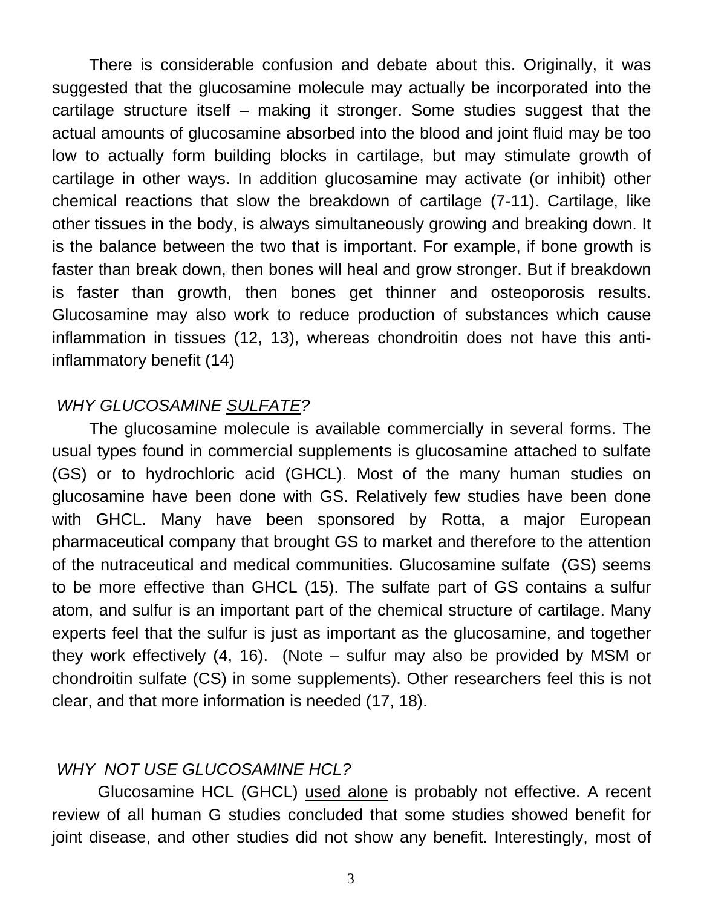There is considerable confusion and debate about this. Originally, it was suggested that the glucosamine molecule may actually be incorporated into the cartilage structure itself – making it stronger. Some studies suggest that the actual amounts of glucosamine absorbed into the blood and joint fluid may be too low to actually form building blocks in cartilage, but may stimulate growth of cartilage in other ways. In addition glucosamine may activate (or inhibit) other chemical reactions that slow the breakdown of cartilage (7-11). Cartilage, like other tissues in the body, is always simultaneously growing and breaking down. It is the balance between the two that is important. For example, if bone growth is faster than break down, then bones will heal and grow stronger. But if breakdown is faster than growth, then bones get thinner and osteoporosis results. Glucosamine may also work to reduce production of substances which cause inflammation in tissues (12, 13), whereas chondroitin does not have this anti-inflammatory benefit (14)

### *WHY GLUCOSAMINE SULFATE?*

The glucosamine molecule is available commercially in several forms. The usual types found in commercial supplements is glucosamine attached to sulfate (GS) or to hydrochloric acid (GHCL). Most of the many human studies on glucosamine have been done with GS. Relatively few studies have been done with GHCL. Many have been sponsored by Rotta, a major European pharmaceutical company that brought GS to market and therefore to the attention of the nutraceutical and medical communities. Glucosamine sulfate (GS) seems to be more effective than GHCL (15). The sulfate part of GS contains a sulfur atom, and sulfur is an important part of the chemical structure of cartilage. Many experts feel that the sulfur is just as important as the glucosamine, and together they work effectively (4, 16). (Note – sulfur may also be provided by MSM or chondroitin sulfate (CS) in some supplements). Other researchers feel this is not clear, and that more information is needed (17, 18).

### *WHY NOT USE GLUCOSAMINE HCL?*

Glucosamine HCL (GHCL) used alone is probably not effective. A recent review of all human G studies concluded that some studies showed benefit for joint disease, and other studies did not show any benefit. Interestingly, most of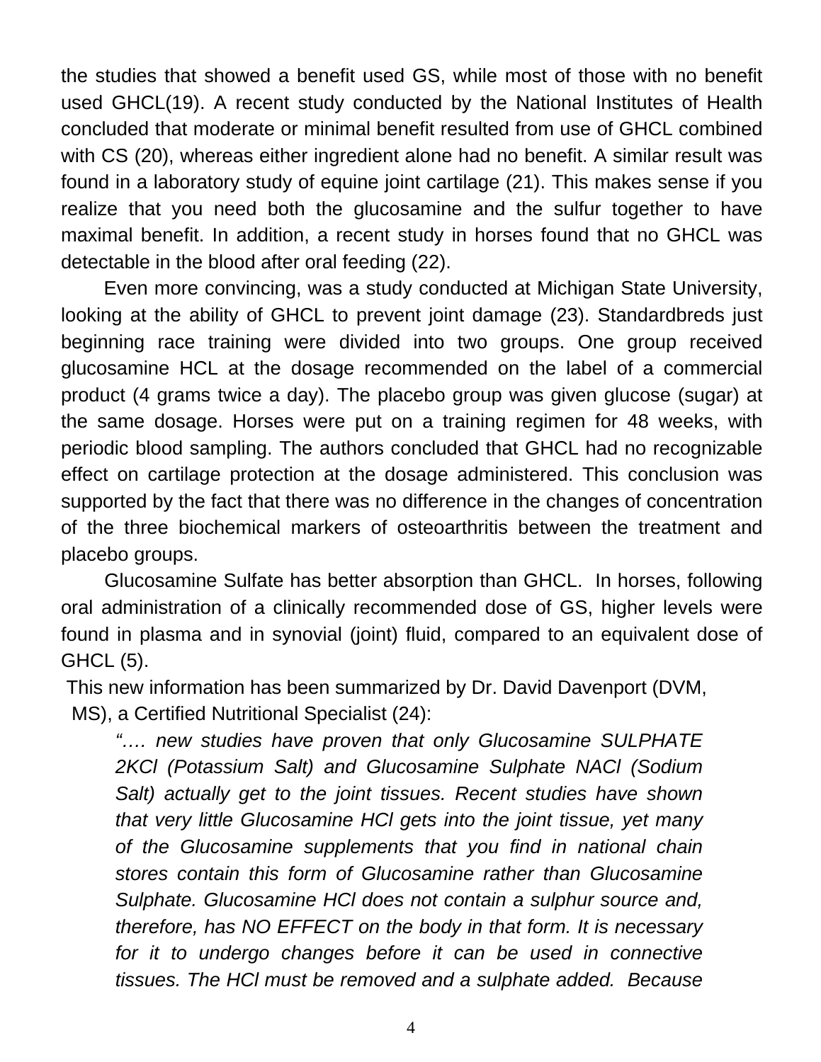the studies that showed a benefit used GS, while most of those with no benefit used GHCL(19). A recent study conducted by the National Institutes of Health concluded that moderate or minimal benefit resulted from use of GHCL combined with CS (20), whereas either ingredient alone had no benefit. A similar result was found in a laboratory study of equine joint cartilage (21). This makes sense if you realize that you need both the glucosamine and the sulfur together to have maximal benefit. In addition, a recent study in horses found that no GHCL was detectable in the blood after oral feeding (22).

Even more convincing, was a study conducted at Michigan State University, looking at the ability of GHCL to prevent joint damage (23). Standardbreds just beginning race training were divided into two groups. One group received glucosamine HCL at the dosage recommended on the label of a commercial product (4 grams twice a day). The placebo group was given glucose (sugar) at the same dosage. Horses were put on a training regimen for 48 weeks, with periodic blood sampling. The authors concluded that GHCL had no recognizable effect on cartilage protection at the dosage administered. This conclusion was supported by the fact that there was no difference in the changes of concentration of the three biochemical markers of osteoarthritis between the treatment and placebo groups.

Glucosamine Sulfate has better absorption than GHCL. In horses, following oral administration of a clinically recommended dose of GS, higher levels were found in plasma and in synovial (joint) fluid, compared to an equivalent dose of GHCL (5).

This new information has been summarized by Dr. David Davenport (DVM, MS), a Certified Nutritional Specialist (24):

> *"…. new studies have proven that only Glucosamine SULPHATE 2KCl (Potassium Salt) and Glucosamine Sulphate NACl (Sodium Salt) actually get to the joint tissues. Recent studies have shown that very little Glucosamine HCl gets into the joint tissue, yet many of the Glucosamine supplements that you find in national chain stores contain this form of Glucosamine rather than Glucosamine Sulphate. Glucosamine HCl does not contain a sulphur source and, therefore, has NO EFFECT on the body in that form. It is necessary for it to undergo changes before it can be used in connective tissues. The HCl must be removed and a sulphate added. Because*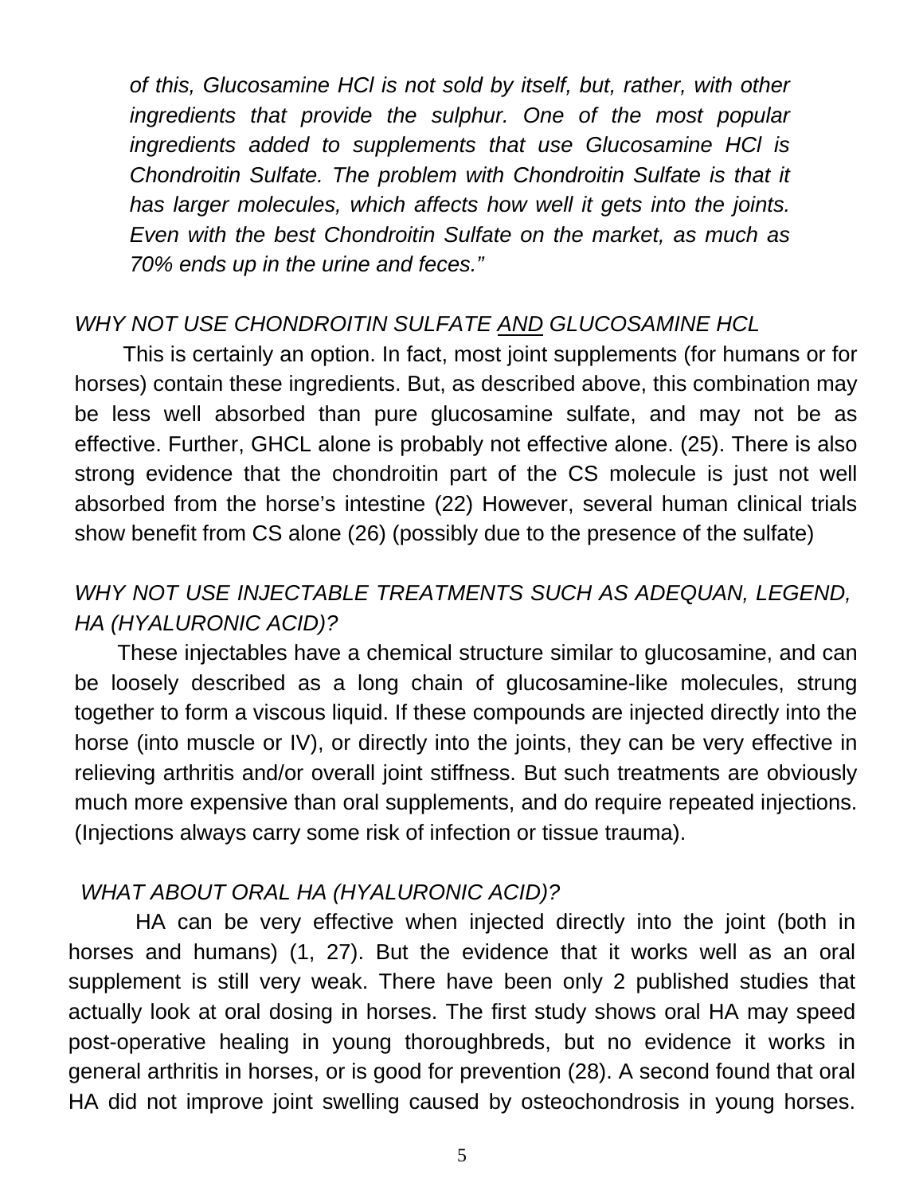*of this, Glucosamine HCl is not sold by itself, but, rather, with other ingredients that provide the sulphur. One of the most popular ingredients added to supplements that use Glucosamine HCl is Chondroitin Sulfate. The problem with Chondroitin Sulfate is that it has larger molecules, which affects how well it gets into the joints. Even with the best Chondroitin Sulfate on the market, as much as 70% ends up in the urine and feces."*

### *WHY NOT USE CHONDROITIN SULFATE <u>AND</u> GLUCOSAMINE HCL*

This is certainly an option. In fact, most joint supplements (for humans or for horses) contain these ingredients. But, as described above, this combination may be less well absorbed than pure glucosamine sulfate, and may not be as effective. Further, GHCL alone is probably not effective alone. (25). There is also strong evidence that the chondroitin part of the CS molecule is just not well absorbed from the horse's intestine (22) However, several human clinical trials show benefit from CS alone (26) (possibly due to the presence of the sulfate)

### *WHY NOT USE INJECTABLE TREATMENTS SUCH AS ADEQUAN, LEGEND, HA (HYALURONIC ACID)?*

These injectables have a chemical structure similar to glucosamine, and can be loosely described as a long chain of glucosamine-like molecules, strung together to form a viscous liquid. If these compounds are injected directly into the horse (into muscle or IV), or directly into the joints, they can be very effective in relieving arthritis and/or overall joint stiffness. But such treatments are obviously much more expensive than oral supplements, and do require repeated injections. (Injections always carry some risk of infection or tissue trauma).

### *WHAT ABOUT ORAL HA (HYALURONIC ACID)?*

HA can be very effective when injected directly into the joint (both in horses and humans) (1, 27). But the evidence that it works well as an oral supplement is still very weak. There have been only 2 published studies that actually look at oral dosing in horses. The first study shows oral HA may speed post-operative healing in young thoroughbreds, but no evidence it works in general arthritis in horses, or is good for prevention (28). A second found that oral HA did not improve joint swelling caused by osteochondrosis in young horses.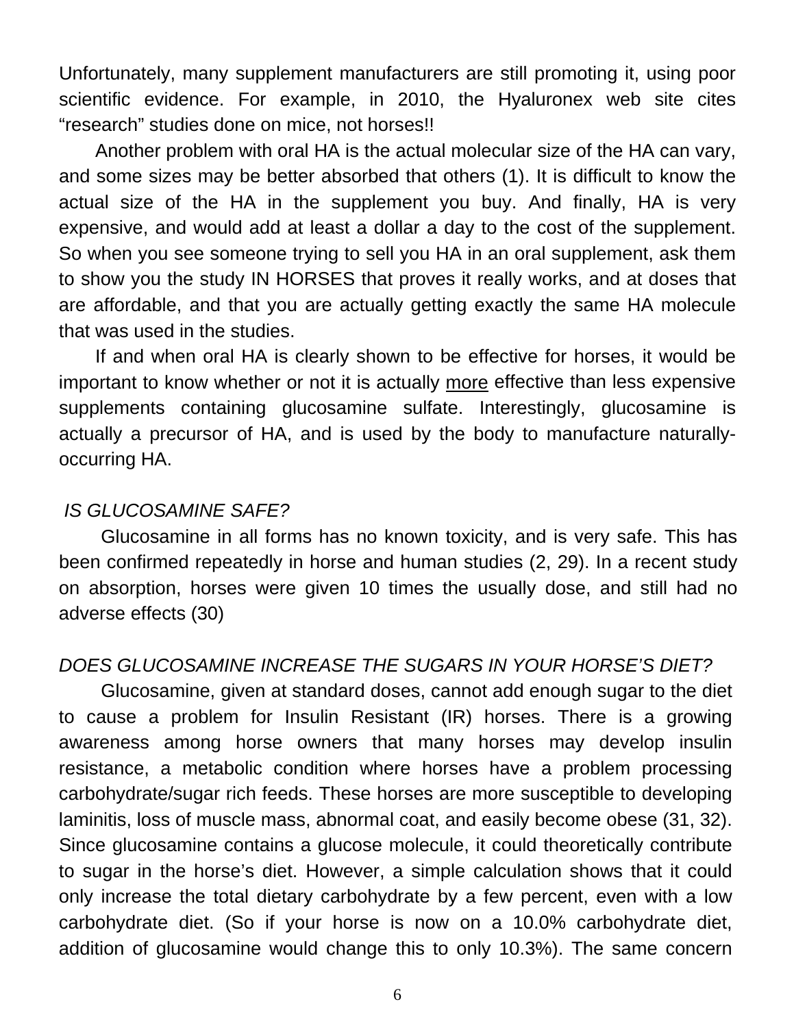Unfortunately, many supplement manufacturers are still promoting it, using poor scientific evidence. For example, in 2010, the Hyaluronex web site cites "research" studies done on mice, not horses!!

Another problem with oral HA is the actual molecular size of the HA can vary, and some sizes may be better absorbed that others (1). It is difficult to know the actual size of the HA in the supplement you buy. And finally, HA is very expensive, and would add at least a dollar a day to the cost of the supplement. So when you see someone trying to sell you HA in an oral supplement, ask them to show you the study IN HORSES that proves it really works, and at doses that are affordable, and that you are actually getting exactly the same HA molecule that was used in the studies.

If and when oral HA is clearly shown to be effective for horses, it would be important to know whether or not it is actually <u>more</u> effective than less expensive supplements containing glucosamine sulfate. Interestingly, glucosamine is actually a precursor of HA, and is used by the body to manufacture naturally-occurring HA.

*IS GLUCOSAMINE SAFE?*

Glucosamine in all forms has no known toxicity, and is very safe. This has been confirmed repeatedly in horse and human studies (2, 29). In a recent study on absorption, horses were given 10 times the usually dose, and still had no adverse effects (30)

*DOES GLUCOSAMINE INCREASE THE SUGARS IN YOUR HORSE'S DIET?*

Glucosamine, given at standard doses, cannot add enough sugar to the diet to cause a problem for Insulin Resistant (IR) horses. There is a growing awareness among horse owners that many horses may develop insulin resistance, a metabolic condition where horses have a problem processing carbohydrate/sugar rich feeds. These horses are more susceptible to developing laminitis, loss of muscle mass, abnormal coat, and easily become obese (31, 32). Since glucosamine contains a glucose molecule, it could theoretically contribute to sugar in the horse's diet. However, a simple calculation shows that it could only increase the total dietary carbohydrate by a few percent, even with a low carbohydrate diet. (So if your horse is now on a 10.0% carbohydrate diet, addition of glucosamine would change this to only 10.3%). The same concern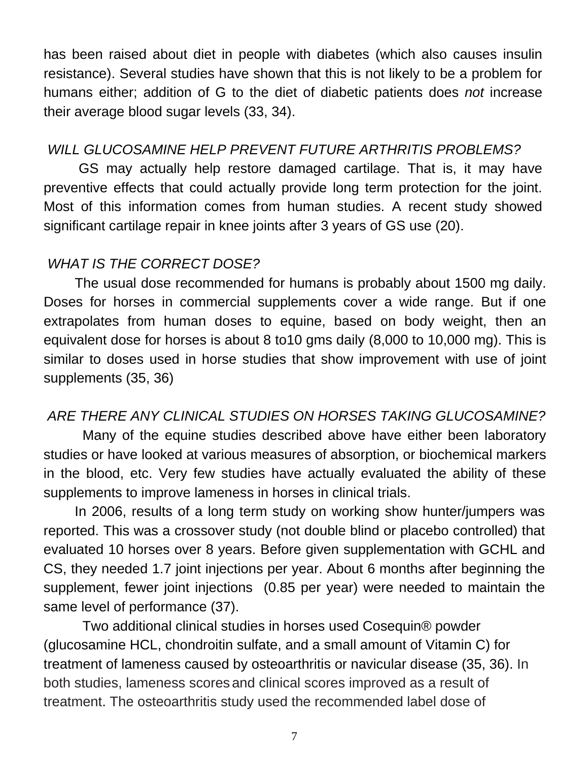has been raised about diet in people with diabetes (which also causes insulin resistance). Several studies have shown that this is not likely to be a problem for humans either; addition of G to the diet of diabetic patients does *not* increase their average blood sugar levels (33, 34).

*WILL GLUCOSAMINE HELP PREVENT FUTURE ARTHRITIS PROBLEMS?*

GS may actually help restore damaged cartilage. That is, it may have preventive effects that could actually provide long term protection for the joint. Most of this information comes from human studies. A recent study showed significant cartilage repair in knee joints after 3 years of GS use (20).

*WHAT IS THE CORRECT DOSE?*

The usual dose recommended for humans is probably about 1500 mg daily. Doses for horses in commercial supplements cover a wide range. But if one extrapolates from human doses to equine, based on body weight, then an equivalent dose for horses is about 8 to10 gms daily (8,000 to 10,000 mg). This is similar to doses used in horse studies that show improvement with use of joint supplements (35, 36)

*ARE THERE ANY CLINICAL STUDIES ON HORSES TAKING GLUCOSAMINE?*

Many of the equine studies described above have either been laboratory studies or have looked at various measures of absorption, or biochemical markers in the blood, etc. Very few studies have actually evaluated the ability of these supplements to improve lameness in horses in clinical trials.

In 2006, results of a long term study on working show hunter/jumpers was reported. This was a crossover study (not double blind or placebo controlled) that evaluated 10 horses over 8 years. Before given supplementation with GCHL and CS, they needed 1.7 joint injections per year. About 6 months after beginning the supplement, fewer joint injections (0.85 per year) were needed to maintain the same level of performance (37).

Two additional clinical studies in horses used Cosequin® powder (glucosamine HCL, chondroitin sulfate, and a small amount of Vitamin C) for treatment of lameness caused by osteoarthritis or navicular disease (35, 36). In both studies, lameness scores and clinical scores improved as a result of treatment. The osteoarthritis study used the recommended label dose of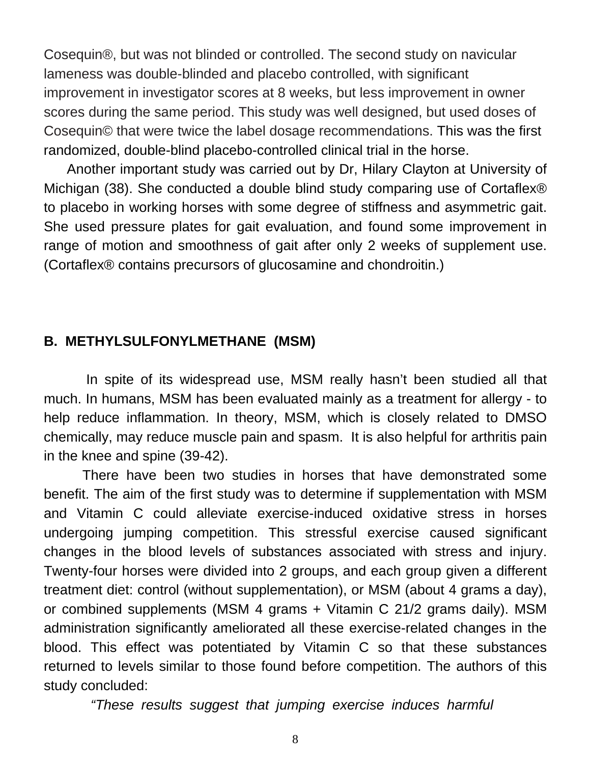Cosequin®, but was not blinded or controlled. The second study on navicular lameness was double-blinded and placebo controlled, with significant improvement in investigator scores at 8 weeks, but less improvement in owner scores during the same period. This study was well designed, but used doses of Cosequin© that were twice the label dosage recommendations. This was the first randomized, double-blind placebo-controlled clinical trial in the horse.

Another important study was carried out by Dr, Hilary Clayton at University of Michigan (38). She conducted a double blind study comparing use of Cortaflex® to placebo in working horses with some degree of stiffness and asymmetric gait. She used pressure plates for gait evaluation, and found some improvement in range of motion and smoothness of gait after only 2 weeks of supplement use. (Cortaflex® contains precursors of glucosamine and chondroitin.)

## B. METHYLSULFONYLMETHANE (MSM)

In spite of its widespread use, MSM really hasn't been studied all that much. In humans, MSM has been evaluated mainly as a treatment for allergy - to help reduce inflammation. In theory, MSM, which is closely related to DMSO chemically, may reduce muscle pain and spasm. It is also helpful for arthritis pain in the knee and spine (39-42).

There have been two studies in horses that have demonstrated some benefit. The aim of the first study was to determine if supplementation with MSM and Vitamin C could alleviate exercise-induced oxidative stress in horses undergoing jumping competition. This stressful exercise caused significant changes in the blood levels of substances associated with stress and injury. Twenty-four horses were divided into 2 groups, and each group given a different treatment diet: control (without supplementation), or MSM (about 4 grams a day), or combined supplements (MSM 4 grams + Vitamin C 21/2 grams daily). MSM administration significantly ameliorated all these exercise-related changes in the blood. This effect was potentiated by Vitamin C so that these substances returned to levels similar to those found before competition. The authors of this study concluded:

*"These results suggest that jumping exercise induces harmful*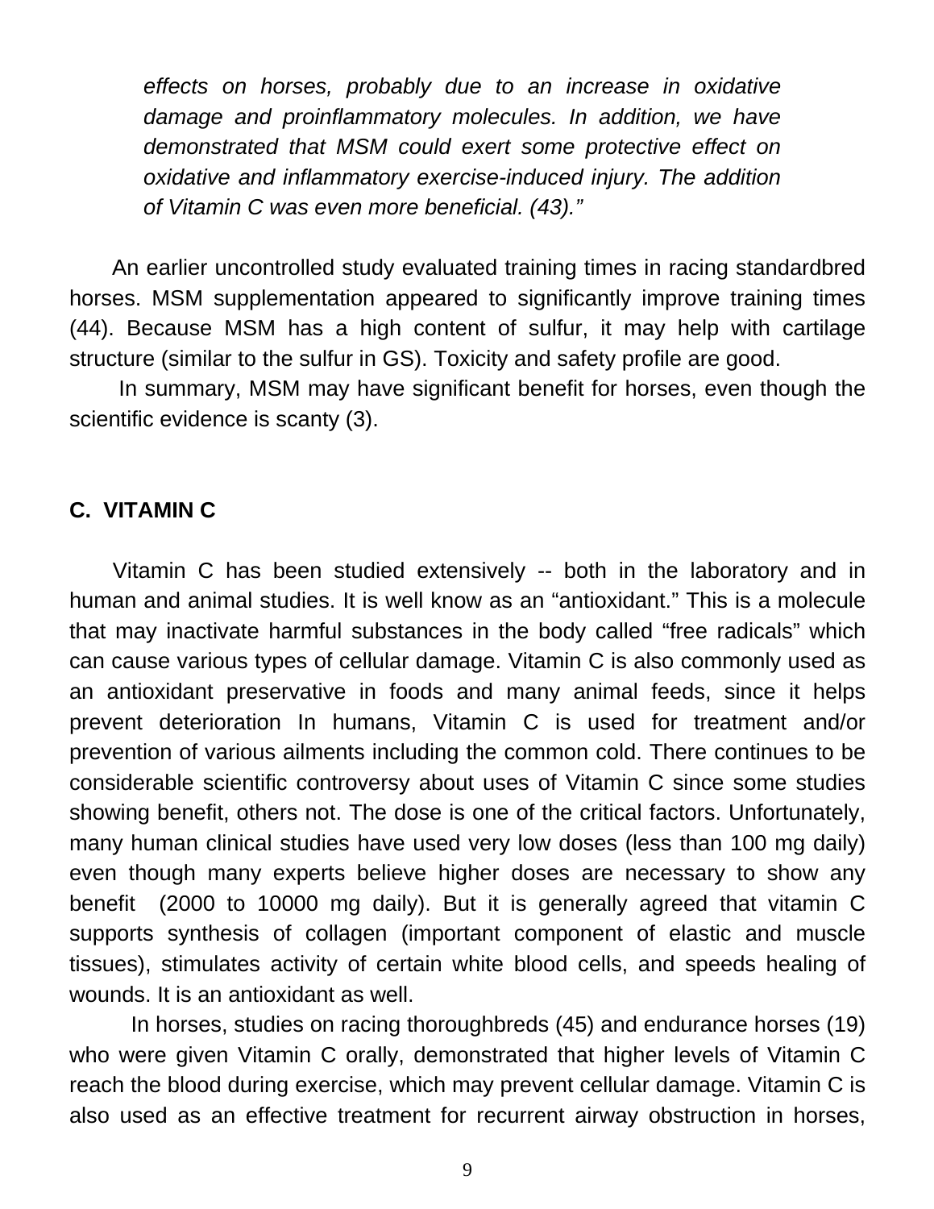> *effects on horses, probably due to an increase in oxidative damage and proinflammatory molecules. In addition, we have demonstrated that MSM could exert some protective effect on oxidative and inflammatory exercise-induced injury. The addition of Vitamin C was even more beneficial. (43).”*

An earlier uncontrolled study evaluated training times in racing standardbred horses. MSM supplementation appeared to significantly improve training times (44). Because MSM has a high content of sulfur, it may help with cartilage structure (similar to the sulfur in GS). Toxicity and safety profile are good.

In summary, MSM may have significant benefit for horses, even though the scientific evidence is scanty (3).

## C. VITAMIN C

Vitamin C has been studied extensively -- both in the laboratory and in human and animal studies. It is well know as an “antioxidant.” This is a molecule that may inactivate harmful substances in the body called “free radicals” which can cause various types of cellular damage. Vitamin C is also commonly used as an antioxidant preservative in foods and many animal feeds, since it helps prevent deterioration In humans, Vitamin C is used for treatment and/or prevention of various ailments including the common cold. There continues to be considerable scientific controversy about uses of Vitamin C since some studies showing benefit, others not. The dose is one of the critical factors. Unfortunately, many human clinical studies have used very low doses (less than 100 mg daily) even though many experts believe higher doses are necessary to show any benefit (2000 to 10000 mg daily). But it is generally agreed that vitamin C supports synthesis of collagen (important component of elastic and muscle tissues), stimulates activity of certain white blood cells, and speeds healing of wounds. It is an antioxidant as well.

In horses, studies on racing thoroughbreds (45) and endurance horses (19) who were given Vitamin C orally, demonstrated that higher levels of Vitamin C reach the blood during exercise, which may prevent cellular damage. Vitamin C is also used as an effective treatment for recurrent airway obstruction in horses,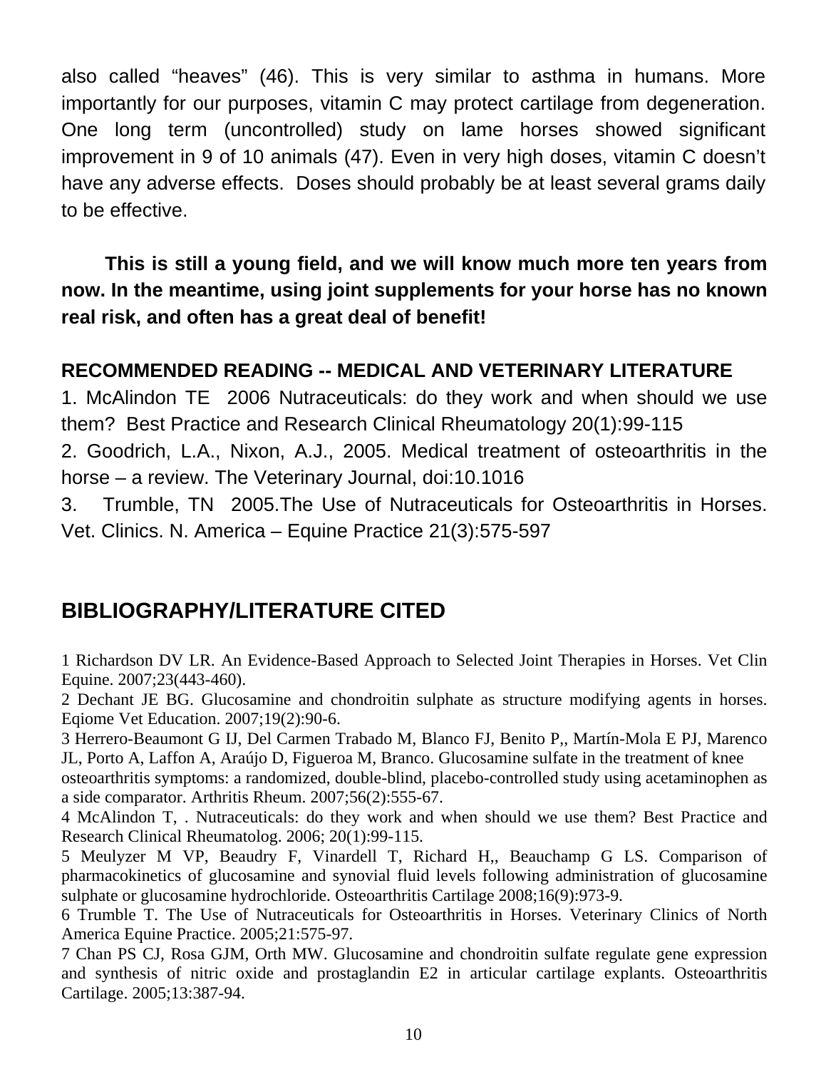also called “heaves” (46). This is very similar to asthma in humans. More importantly for our purposes, vitamin C may protect cartilage from degeneration. One long term (uncontrolled) study on lame horses showed significant improvement in 9 of 10 animals (47). Even in very high doses, vitamin C doesn’t have any adverse effects. Doses should probably be at least several grams daily to be effective.

**This is still a young field, and we will know much more ten years from now. In the meantime, using joint supplements for your horse has no known real risk, and often has a great deal of benefit!**

**RECOMMENDED READING -- MEDICAL AND VETERINARY LITERATURE**

1. McAlindon TE 2006 Nutraceuticals: do they work and when should we use them? Best Practice and Research Clinical Rheumatology 20(1):99-115
2. Goodrich, L.A., Nixon, A.J., 2005. Medical treatment of osteoarthritis in the horse – a review. The Veterinary Journal, doi:10.1016
3. Trumble, TN 2005.The Use of Nutraceuticals for Osteoarthritis in Horses. Vet. Clinics. N. America – Equine Practice 21(3):575-597

## BIBLIOGRAPHY/LITERATURE CITED

1 Richardson DV LR. An Evidence-Based Approach to Selected Joint Therapies in Horses. Vet Clin Equine. 2007;23(443-460).

2 Dechant JE BG. Glucosamine and chondroitin sulphate as structure modifying agents in horses. Eqiome Vet Education. 2007;19(2):90-6.

3 Herrero-Beaumont G IJ, Del Carmen Trabado M, Blanco FJ, Benito P,, Martín-Mola E PJ, Marenco JL, Porto A, Laffon A, Araújo D, Figueroa M, Branco. Glucosamine sulfate in the treatment of knee osteoarthritis symptoms: a randomized, double-blind, placebo-controlled study using acetaminophen as a side comparator. Arthritis Rheum. 2007;56(2):555-67.

4 McAlindon T, . Nutraceuticals: do they work and when should we use them? Best Practice and Research Clinical Rheumatolog. 2006; 20(1):99-115.

5 Meulyzer M VP, Beaudry F, Vinardell T, Richard H,, Beauchamp G LS. Comparison of pharmacokinetics of glucosamine and synovial fluid levels following administration of glucosamine sulphate or glucosamine hydrochloride. Osteoarthritis Cartilage 2008;16(9):973-9.

6 Trumble T. The Use of Nutraceuticals for Osteoarthritis in Horses. Veterinary Clinics of North America Equine Practice. 2005;21:575-97.

7 Chan PS CJ, Rosa GJM, Orth MW. Glucosamine and chondroitin sulfate regulate gene expression and synthesis of nitric oxide and prostaglandin E2 in articular cartilage explants. Osteoarthritis Cartilage. 2005;13:387-94.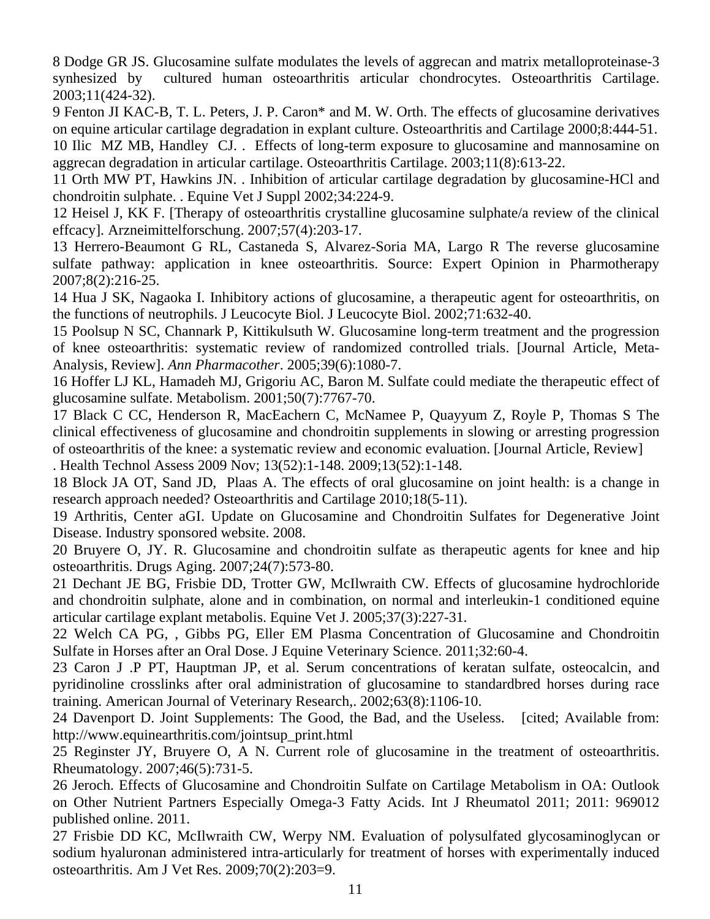8 Dodge GR JS. Glucosamine sulfate modulates the levels of aggrecan and matrix metalloproteinase-3 synhesized by cultured human osteoarthritis articular chondrocytes. Osteoarthritis Cartilage. 2003;11(424-32).

9 Fenton JI KAC-B, T. L. Peters, J. P. Caron* and M. W. Orth. The effects of glucosamine derivatives on equine articular cartilage degradation in explant culture. Osteoarthritis and Cartilage 2000;8:444-51.

10 Ilic MZ MB, Handley CJ. . Effects of long-term exposure to glucosamine and mannosamine on aggrecan degradation in articular cartilage. Osteoarthritis Cartilage. 2003;11(8):613-22.

11 Orth MW PT, Hawkins JN. . Inhibition of articular cartilage degradation by glucosamine-HCl and chondroitin sulphate. . Equine Vet J Suppl 2002;34:224-9.

12 Heisel J, KK F. [Therapy of osteoarthritis crystalline glucosamine sulphate/a review of the clinical effcacy]. Arzneimittelforschung. 2007;57(4):203-17.

13 Herrero-Beaumont G RL, Castaneda S, Alvarez-Soria MA, Largo R The reverse glucosamine sulfate pathway: application in knee osteoarthritis. Source: Expert Opinion in Pharmotherapy 2007;8(2):216-25.

14 Hua J SK, Nagaoka I. Inhibitory actions of glucosamine, a therapeutic agent for osteoarthritis, on the functions of neutrophils. J Leucocyte Biol. J Leucocyte Biol. 2002;71:632-40.

15 Poolsup N SC, Channark P, Kittikulsuth W. Glucosamine long-term treatment and the progression of knee osteoarthritis: systematic review of randomized controlled trials. [Journal Article, Meta-Analysis, Review]. *Ann Pharmacother*. 2005;39(6):1080-7.

16 Hoffer LJ KL, Hamadeh MJ, Grigoriu AC, Baron M. Sulfate could mediate the therapeutic effect of glucosamine sulfate. Metabolism. 2001;50(7):7767-70.

17 Black C CC, Henderson R, MacEachern C, McNamee P, Quayyum Z, Royle P, Thomas S The clinical effectiveness of glucosamine and chondroitin supplements in slowing or arresting progression of osteoarthritis of the knee: a systematic review and economic evaluation. [Journal Article, Review] . Health Technol Assess 2009 Nov; 13(52):1-148. 2009;13(52):1-148.

18 Block JA OT, Sand JD, Plaas A. The effects of oral glucosamine on joint health: is a change in research approach needed? Osteoarthritis and Cartilage 2010;18(5-11).

19 Arthritis, Center aGI. Update on Glucosamine and Chondroitin Sulfates for Degenerative Joint Disease. Industry sponsored website. 2008.

20 Bruyere O, JY. R. Glucosamine and chondroitin sulfate as therapeutic agents for knee and hip osteoarthritis. Drugs Aging. 2007;24(7):573-80.

21 Dechant JE BG, Frisbie DD, Trotter GW, McIlwraith CW. Effects of glucosamine hydrochloride and chondroitin sulphate, alone and in combination, on normal and interleukin-1 conditioned equine articular cartilage explant metabolis. Equine Vet J. 2005;37(3):227-31.

22 Welch CA PG, , Gibbs PG, Eller EM Plasma Concentration of Glucosamine and Chondroitin Sulfate in Horses after an Oral Dose. J Equine Veterinary Science. 2011;32:60-4.

23 Caron J .P PT, Hauptman JP, et al. Serum concentrations of keratan sulfate, osteocalcin, and pyridinoline crosslinks after oral administration of glucosamine to standardbred horses during race training. American Journal of Veterinary Research,. 2002;63(8):1106-10.

24 Davenport D. Joint Supplements: The Good, the Bad, and the Useless. [cited; Available from: http://www.equinearthritis.com/jointsup_print.html

25 Reginster JY, Bruyere O, A N. Current role of glucosamine in the treatment of osteoarthritis. Rheumatology. 2007;46(5):731-5.

26 Jeroch. Effects of Glucosamine and Chondroitin Sulfate on Cartilage Metabolism in OA: Outlook on Other Nutrient Partners Especially Omega-3 Fatty Acids. Int J Rheumatol 2011; 2011: 969012 published online. 2011.

27 Frisbie DD KC, McIlwraith CW, Werpy NM. Evaluation of polysulfated glycosaminoglycan or sodium hyaluronan administered intra-articularly for treatment of horses with experimentally induced osteoarthritis. Am J Vet Res. 2009;70(2):203=9.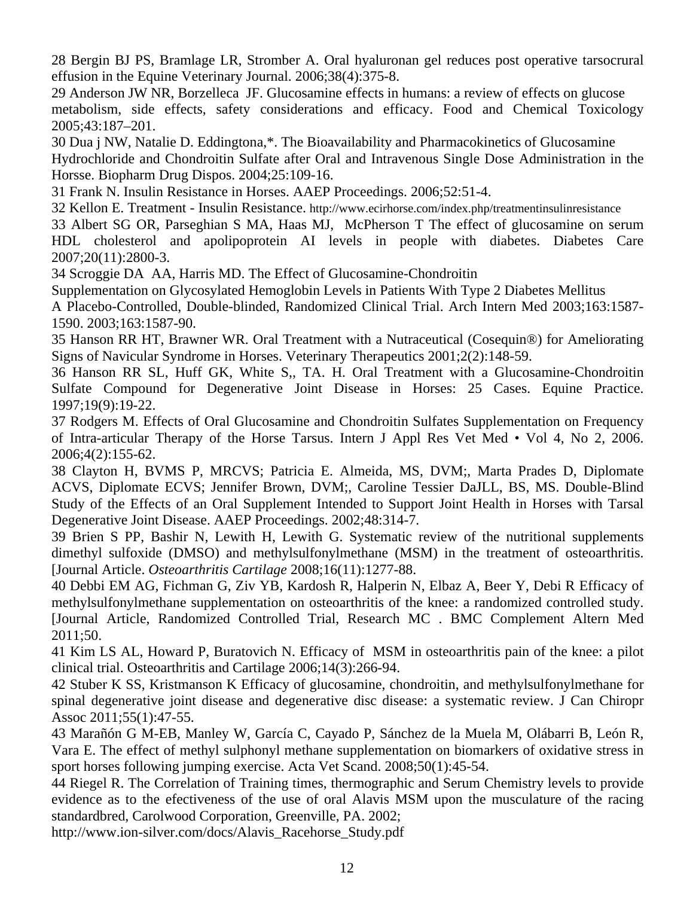28 Bergin BJ PS, Bramlage LR, Stromber A. Oral hyaluronan gel reduces post operative tarsocrural effusion in the Equine Veterinary Journal. 2006;38(4):375-8.

29 Anderson JW NR, Borzelleca JF. Glucosamine effects in humans: a review of effects on glucose metabolism, side effects, safety considerations and efficacy. Food and Chemical Toxicology 2005;43:187–201.

30 Dua j NW, Natalie D. Eddingtona,*. The Bioavailability and Pharmacokinetics of Glucosamine Hydrochloride and Chondroitin Sulfate after Oral and Intravenous Single Dose Administration in the Horsse. Biopharm Drug Dispos. 2004;25:109-16.

31 Frank N. Insulin Resistance in Horses. AAEP Proceedings. 2006;52:51-4.

32 Kellon E. Treatment - Insulin Resistance. http://www.ecirhorse.com/index.php/treatmentinsulinresistance

33 Albert SG OR, Parseghian S MA, Haas MJ, McPherson T The effect of glucosamine on serum HDL cholesterol and apolipoprotein AI levels in people with diabetes. Diabetes Care 2007;20(11):2800-3.

34 Scroggie DA AA, Harris MD. The Effect of Glucosamine-Chondroitin Supplementation on Glycosylated Hemoglobin Levels in Patients With Type 2 Diabetes Mellitus A Placebo-Controlled, Double-blinded, Randomized Clinical Trial. Arch Intern Med 2003;163:1587-1590. 2003;163:1587-90.

35 Hanson RR HT, Brawner WR. Oral Treatment with a Nutraceutical (Cosequin®) for Ameliorating Signs of Navicular Syndrome in Horses. Veterinary Therapeutics 2001;2(2):148-59.

36 Hanson RR SL, Huff GK, White S,, TA. H. Oral Treatment with a Glucosamine-Chondroitin Sulfate Compound for Degenerative Joint Disease in Horses: 25 Cases. Equine Practice. 1997;19(9):19-22.

37 Rodgers M. Effects of Oral Glucosamine and Chondroitin Sulfates Supplementation on Frequency of Intra-articular Therapy of the Horse Tarsus. Intern J Appl Res Vet Med • Vol 4, No 2, 2006. 2006;4(2):155-62.

38 Clayton H, BVMS P, MRCVS; Patricia E. Almeida, MS, DVM;, Marta Prades D, Diplomate ACVS, Diplomate ECVS; Jennifer Brown, DVM;, Caroline Tessier DaJLL, BS, MS. Double-Blind Study of the Effects of an Oral Supplement Intended to Support Joint Health in Horses with Tarsal Degenerative Joint Disease. AAEP Proceedings. 2002;48:314-7.

39 Brien S PP, Bashir N, Lewith H, Lewith G. Systematic review of the nutritional supplements dimethyl sulfoxide (DMSO) and methylsulfonylmethane (MSM) in the treatment of osteoarthritis. [Journal Article. *Osteoarthritis Cartilage* 2008;16(11):1277-88.

40 Debbi EM AG, Fichman G, Ziv YB, Kardosh R, Halperin N, Elbaz A, Beer Y, Debi R Efficacy of methylsulfonylmethane supplementation on osteoarthritis of the knee: a randomized controlled study. [Journal Article, Randomized Controlled Trial, Research MC . BMC Complement Altern Med 2011;50.

41 Kim LS AL, Howard P, Buratovich N. Efficacy of MSM in osteoarthritis pain of the knee: a pilot clinical trial. Osteoarthritis and Cartilage 2006;14(3):266-94.

42 Stuber K SS, Kristmanson K Efficacy of glucosamine, chondroitin, and methylsulfonylmethane for spinal degenerative joint disease and degenerative disc disease: a systematic review. J Can Chiropr Assoc 2011;55(1):47-55.

43 Marañón G M-EB, Manley W, García C, Cayado P, Sánchez de la Muela M, Olábarri B, León R, Vara E. The effect of methyl sulphonyl methane supplementation on biomarkers of oxidative stress in sport horses following jumping exercise. Acta Vet Scand. 2008;50(1):45-54.

44 Riegel R. The Correlation of Training times, thermographic and Serum Chemistry levels to provide evidence as to the efectiveness of the use of oral Alavis MSM upon the musculature of the racing standardbred, Carolwood Corporation, Greenville, PA. 2002; http://www.ion-silver.com/docs/Alavis_Racehorse_Study.pdf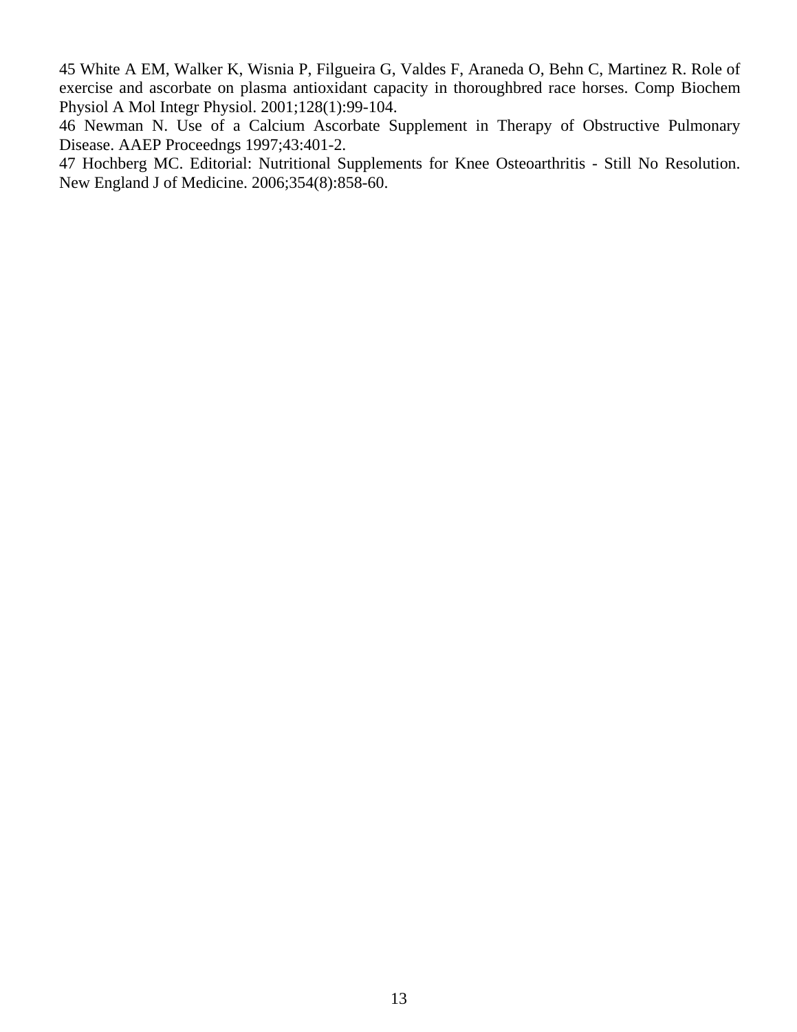45 White A EM, Walker K, Wisnia P, Filgueira G, Valdes F, Araneda O, Behn C, Martinez R. Role of exercise and ascorbate on plasma antioxidant capacity in thoroughbred race horses. Comp Biochem Physiol A Mol Integr Physiol. 2001;128(1):99-104.

46 Newman N. Use of a Calcium Ascorbate Supplement in Therapy of Obstructive Pulmonary Disease. AAEP Proceedngs 1997;43:401-2.

47 Hochberg MC. Editorial: Nutritional Supplements for Knee Osteoarthritis - Still No Resolution. New England J of Medicine. 2006;354(8):858-60.